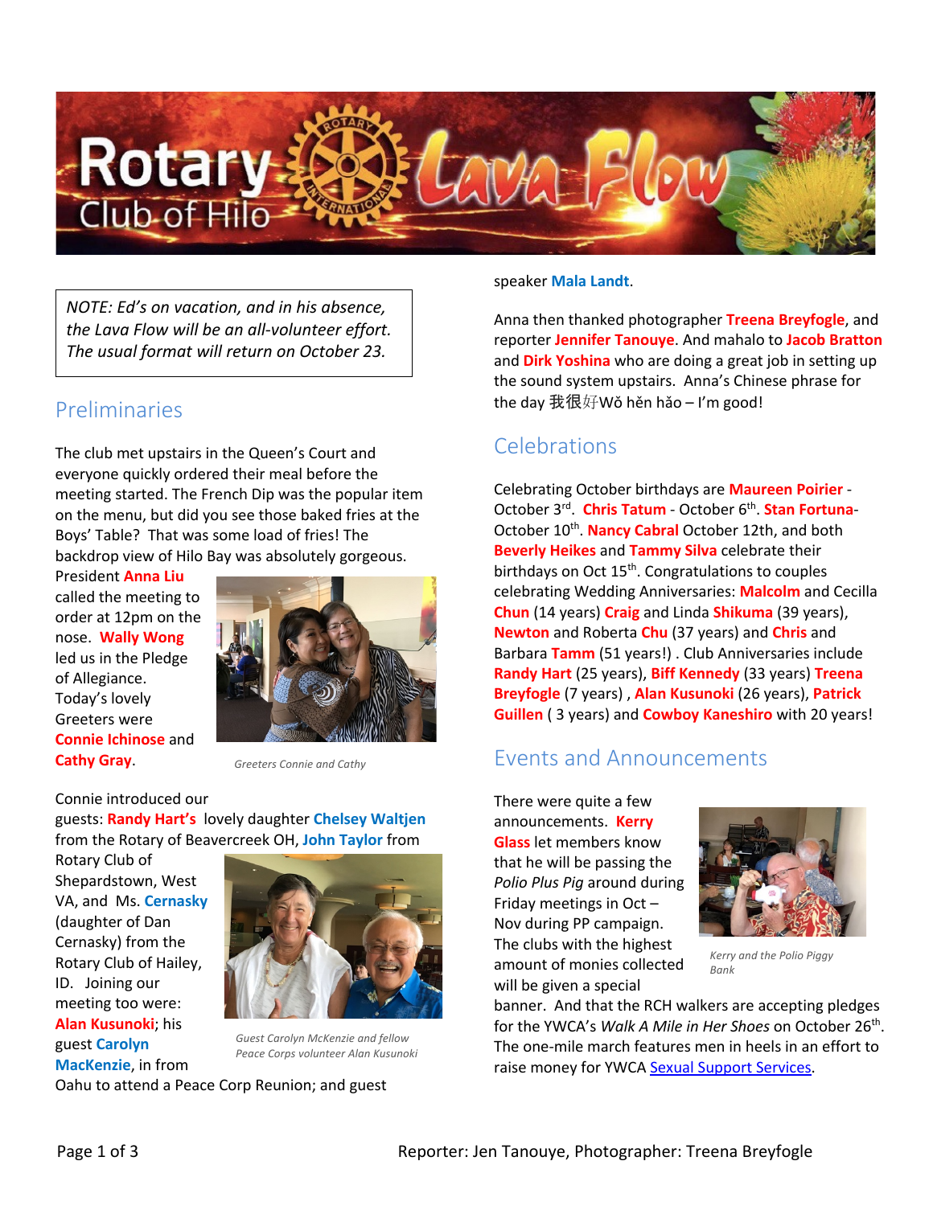# Rotary Club of Hilo Lava Flow

*NOTE: Ed's on vacation, and in his absence, the Lava Flow will be an all-volunteer effort. The usual format will return on October 23.*

## Preliminaries

The club met upstairs in the Queen's Court and everyone quickly ordered their meal before the meeting started. The French Dip was the popular item on the menu, but did you see those baked fries at the Boys' Table? That was some load of fries! The backdrop view of Hilo Bay was absolutely gorgeous.

President **Anna Liu** called the meeting to order at 12pm on the nose. **Wally Wong** led us in the Pledge of Allegiance. Today's lovely Greeters were **Connie Ichinose** and **Cathy Gray**.

Greeters Connie and Cathy

Connie introduced our guests: **Randy Hart's** lovely daughter **Chelsey Waltjen** from the Rotary of Beavercreek OH, **John Taylor** from Rotary Club of Shepardstown, West VA, and Ms. **Cernasky** (daughter of Dan Cernasky) from the Rotary Club of Hailey, ID. Joining our meeting too were: **Alan Kusunoki**; his guest **Carolyn MacKenzie**, in from Oahu to attend a Peace Corp Reunion; and guest speaker **Mala Landt**.

Guest Carolyn McKenzie and fellow Peace Corps volunteer Alan Kusunoki

Anna then thanked photographer **Treena Breyfogle**, and reporter **Jennifer Tanouye**. And mahalo to **Jacob Bratton** and **Dirk Yoshina** who are doing a great job in setting up the sound system upstairs. Anna's Chinese phrase for the day 我很好Wǒ hěn hǎo – I'm good!

## Celebrations

Celebrating October birthdays are **Maureen Poirier** - October 3rd. **Chris Tatum** - October 6th. **Stan Fortuna**- October 10th. **Nancy Cabral** October 12th, and both **Beverly Heikes** and **Tammy Silva** celebrate their birthdays on Oct 15th. Congratulations to couples celebrating Wedding Anniversaries: **Malcolm** and Cecilla **Chun** (14 years) **Craig** and Linda **Shikuma** (39 years), **Newton** and Roberta **Chu** (37 years) and **Chris** and Barbara **Tamm** (51 years!) . Club Anniversaries include **Randy Hart** (25 years), **Biff Kennedy** (33 years) **Treena Breyfogle** (7 years) , **Alan Kusunoki** (26 years), **Patrick Guillen** ( 3 years) and **Cowboy Kaneshiro** with 20 years!

## Events and Announcements

There were quite a few announcements. **Kerry Glass** let members know that he will be passing the *Polio Plus Pig* around during Friday meetings in Oct – Nov during PP campaign. The clubs with the highest amount of monies collected will be given a special banner. And that the RCH walkers are accepting pledges for the YWCA's *Walk A Mile in Her Shoes* on October 26th. The one-mile march features men in heels in an effort to raise money for YWCA Sexual Support Services.

Kerry and the Polio Piggy Bank

Reporter: Jen Tanouye, Photographer: Treena Breyfogle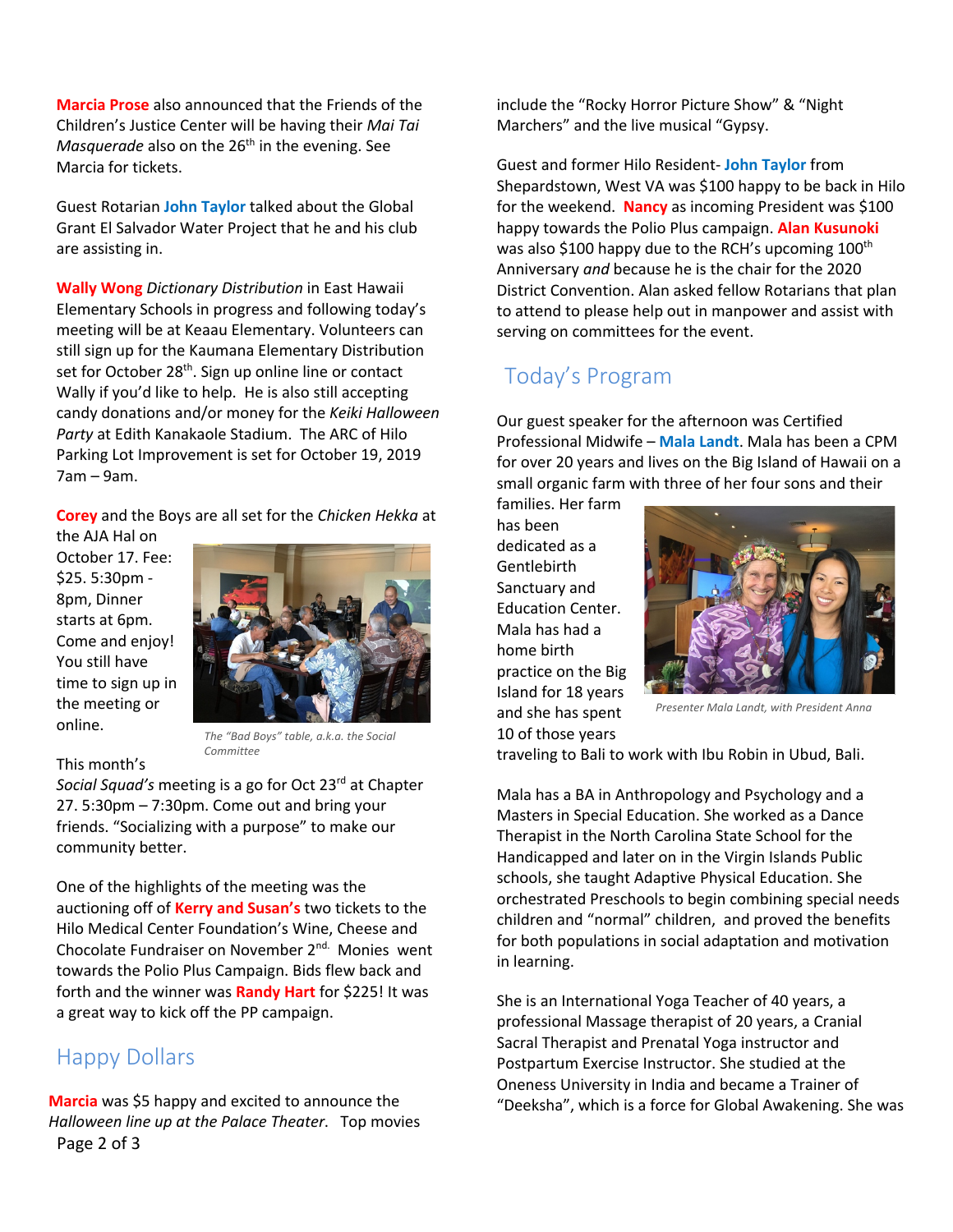**Marcia Prose** also announced that the Friends of the Children's Justice Center will be having their *Mai Tai Masquerade* also on the 26th in the evening. See Marcia for tickets.

Guest Rotarian **John Taylor** talked about the Global Grant El Salvador Water Project that he and his club are assisting in.

**Wally Wong** *Dictionary Distribution* in East Hawaii Elementary Schools in progress and following today's meeting will be at Keaau Elementary. Volunteers can still sign up for the Kaumana Elementary Distribution set for October 28th. Sign up online line or contact Wally if you'd like to help. He is also still accepting candy donations and/or money for the *Keiki Halloween Party* at Edith Kanakaole Stadium. The ARC of Hilo Parking Lot Improvement is set for October 19, 2019 7am – 9am.

**Corey** and the Boys are all set for the *Chicken Hekka* at the AJA Hal on October 17. Fee: $25. 5:30pm - 8pm, Dinner starts at 6pm. Come and enjoy! You still have time to sign up in the meeting or online.

The "Bad Boys" table, a.k.a. the Social Committee

This month's *Social Squad's* meeting is a go for Oct 23rd at Chapter 27. 5:30pm – 7:30pm. Come out and bring your friends. "Socializing with a purpose" to make our community better.

One of the highlights of the meeting was the auctioning off of **Kerry and Susan's** two tickets to the Hilo Medical Center Foundation's Wine, Cheese and Chocolate Fundraiser on November 2nd. Monies went towards the Polio Plus Campaign. Bids flew back and forth and the winner was **Randy Hart** for $225! It was a great way to kick off the PP campaign.

## Happy Dollars

**Marcia** was $5 happy and excited to announce the *Halloween line up at the Palace Theater*. Top movies include the "Rocky Horror Picture Show" & "Night Marchers" and the live musical "Gypsy.

Guest and former Hilo Resident- **John Taylor** from Shepardstown, West VA was $100 happy to be back in Hilo for the weekend. **Nancy** as incoming President was $100 happy towards the Polio Plus campaign. **Alan Kusunoki** was also $100 happy due to the RCH's upcoming 100th Anniversary *and* because he is the chair for the 2020 District Convention. Alan asked fellow Rotarians that plan to attend to please help out in manpower and assist with serving on committees for the event.

## Today's Program

Our guest speaker for the afternoon was Certified Professional Midwife – **Mala Landt**. Mala has been a CPM for over 20 years and lives on the Big Island of Hawaii on a small organic farm with three of her four sons and their families. Her farm has been dedicated as a Gentlebirth Sanctuary and Education Center. Mala has had a home birth practice on the Big Island for 18 years and she has spent 10 of those years traveling to Bali to work with Ibu Robin in Ubud, Bali.

Presenter Mala Landt, with President Anna

Mala has a BA in Anthropology and Psychology and a Masters in Special Education. She worked as a Dance Therapist in the North Carolina State School for the Handicapped and later on in the Virgin Islands Public schools, she taught Adaptive Physical Education. She orchestrated Preschools to begin combining special needs children and "normal" children, and proved the benefits for both populations in social adaptation and motivation in learning.

She is an International Yoga Teacher of 40 years, a professional Massage therapist of 20 years, a Cranial Sacral Therapist and Prenatal Yoga instructor and Postpartum Exercise Instructor. She studied at the Oneness University in India and became a Trainer of "Deeksha", which is a force for Global Awakening. She was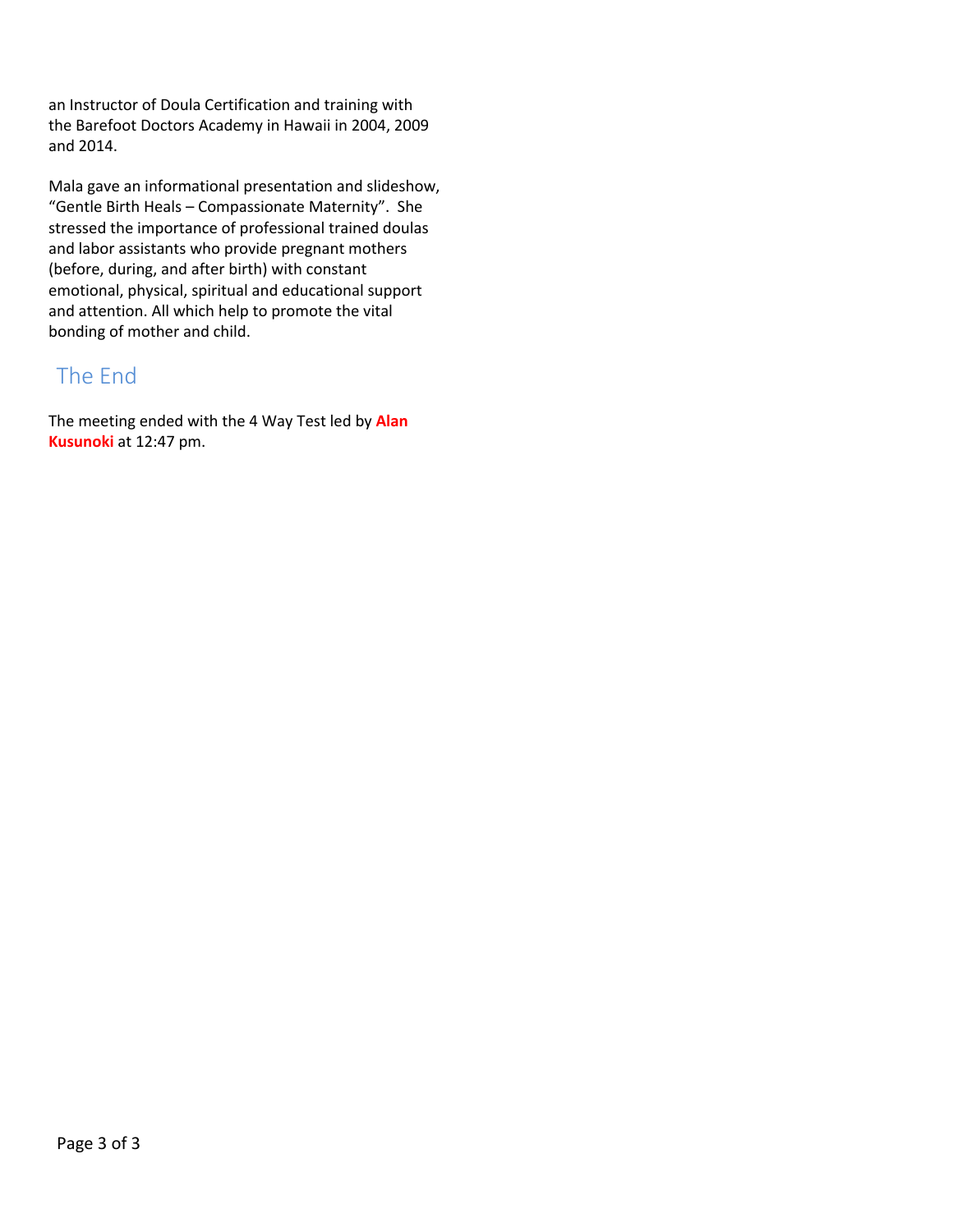an Instructor of Doula Certification and training with the Barefoot Doctors Academy in Hawaii in 2004, 2009 and 2014.

Mala gave an informational presentation and slideshow, “Gentle Birth Heals – Compassionate Maternity”. She stressed the importance of professional trained doulas and labor assistants who provide pregnant mothers (before, during, and after birth) with constant emotional, physical, spiritual and educational support and attention. All which help to promote the vital bonding of mother and child.

## The End

The meeting ended with the 4 Way Test led by **Alan Kusunoki** at 12:47 pm.